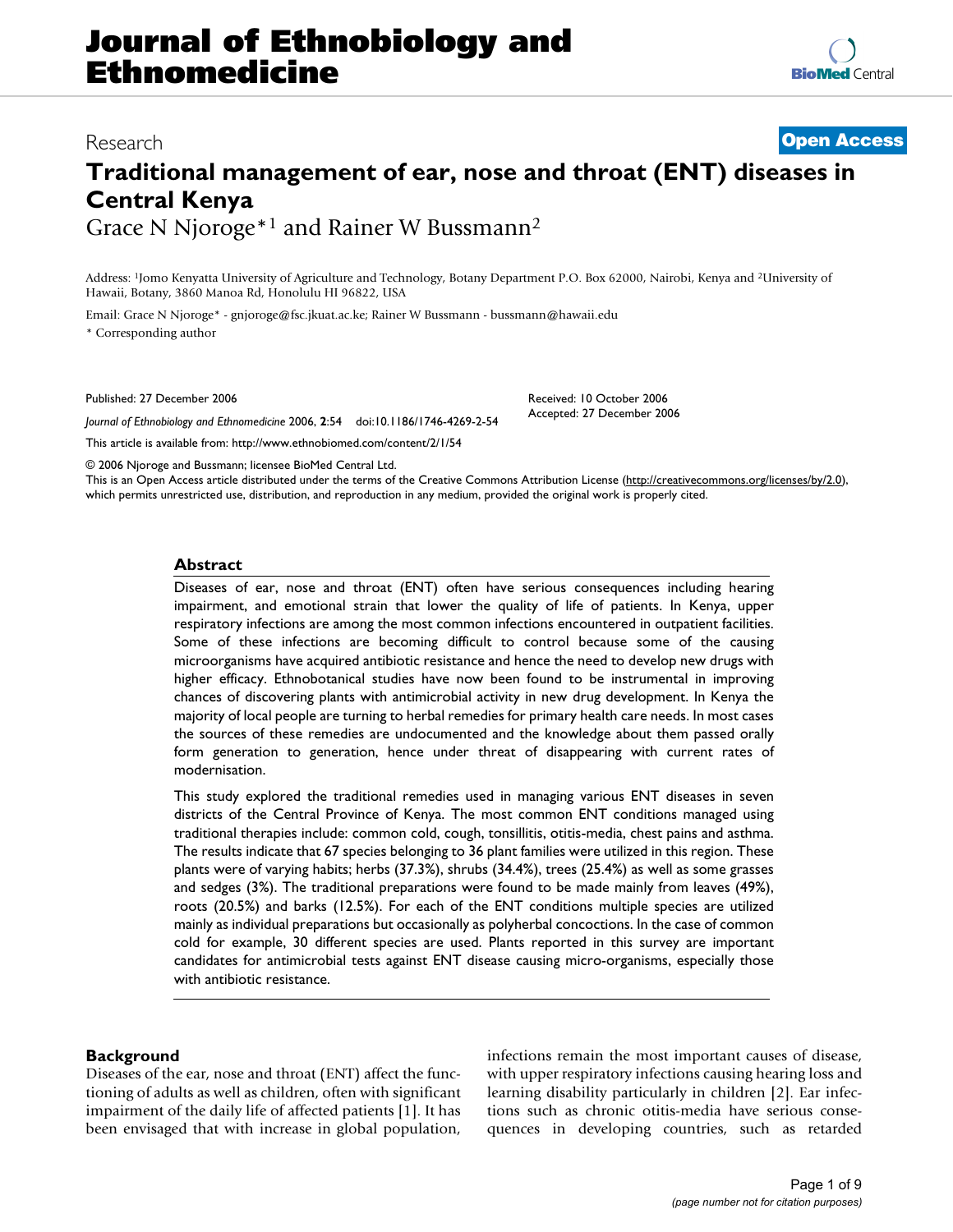# Journal of Ethnobiology and Ethnomedicine

Research

**Open Access**

# Traditional management of ear, nose and throat (ENT) diseases in Central Kenya

Grace N Njoroge*[1] and Rainer W Bussmann[2]

Address: [1]Jomo Kenyatta University of Agriculture and Technology, Botany Department P.O. Box 62000, Nairobi, Kenya and [2]University of Hawaii, Botany, 3860 Manoa Rd, Honolulu HI 96822, USA

Email: Grace N Njoroge* - gnjoroge@fsc.jkuat.ac.ke; Rainer W Bussmann - bussmann@hawaii.edu

\* Corresponding author

Published: 27 December 2006

*Journal of Ethnobiology and Ethnomedicine* 2006, **2**:54 doi:10.1186/1746-4269-2-54

Received: 10 October 2006
Accepted: 27 December 2006

This article is available from: http://www.ethnobiomed.com/content/2/1/54

© 2006 Njoroge and Bussmann; licensee BioMed Central Ltd.
This is an Open Access article distributed under the terms of the Creative Commons Attribution License (http://creativecommons.org/licenses/by/2.0), which permits unrestricted use, distribution, and reproduction in any medium, provided the original work is properly cited.

## Abstract

Diseases of ear, nose and throat (ENT) often have serious consequences including hearing impairment, and emotional strain that lower the quality of life of patients. In Kenya, upper respiratory infections are among the most common infections encountered in outpatient facilities. Some of these infections are becoming difficult to control because some of the causing microorganisms have acquired antibiotic resistance and hence the need to develop new drugs with higher efficacy. Ethnobotanical studies have now been found to be instrumental in improving chances of discovering plants with antimicrobial activity in new drug development. In Kenya the majority of local people are turning to herbal remedies for primary health care needs. In most cases the sources of these remedies are undocumented and the knowledge about them passed orally form generation to generation, hence under threat of disappearing with current rates of modernisation.

This study explored the traditional remedies used in managing various ENT diseases in seven districts of the Central Province of Kenya. The most common ENT conditions managed using traditional therapies include: common cold, cough, tonsillitis, otitis-media, chest pains and asthma. The results indicate that 67 species belonging to 36 plant families were utilized in this region. These plants were of varying habits; herbs (37.3%), shrubs (34.4%), trees (25.4%) as well as some grasses and sedges (3%). The traditional preparations were found to be made mainly from leaves (49%), roots (20.5%) and barks (12.5%). For each of the ENT conditions multiple species are utilized mainly as individual preparations but occasionally as polyherbal concoctions. In the case of common cold for example, 30 different species are used. Plants reported in this survey are important candidates for antimicrobial tests against ENT disease causing micro-organisms, especially those with antibiotic resistance.

## Background

Diseases of the ear, nose and throat (ENT) affect the functioning of adults as well as children, often with significant impairment of the daily life of affected patients [1]. It has been envisaged that with increase in global population, infections remain the most important causes of disease, with upper respiratory infections causing hearing loss and learning disability particularly in children [2]. Ear infections such as chronic otitis-media have serious consequences in developing countries, such as retarded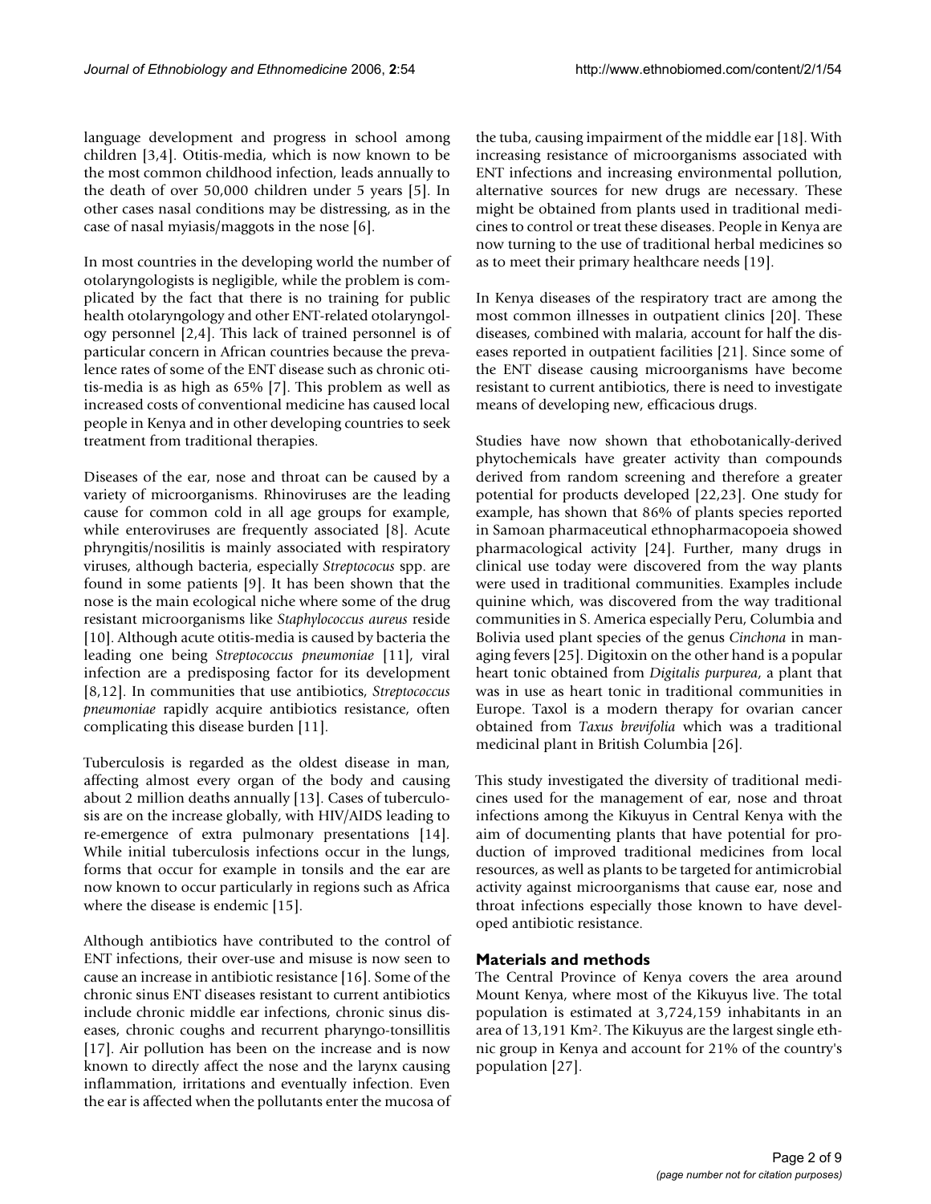language development and progress in school among children [3,4]. Otitis-media, which is now known to be the most common childhood infection, leads annually to the death of over 50,000 children under 5 years [5]. In other cases nasal conditions may be distressing, as in the case of nasal myiasis/maggots in the nose [6].

In most countries in the developing world the number of otolaryngologists is negligible, while the problem is complicated by the fact that there is no training for public health otolaryngology and other ENT-related otolaryngology personnel [2,4]. This lack of trained personnel is of particular concern in African countries because the prevalence rates of some of the ENT disease such as chronic otitis-media is as high as 65% [7]. This problem as well as increased costs of conventional medicine has caused local people in Kenya and in other developing countries to seek treatment from traditional therapies.

Diseases of the ear, nose and throat can be caused by a variety of microorganisms. Rhinoviruses are the leading cause for common cold in all age groups for example, while enteroviruses are frequently associated [8]. Acute phryngitis/nosilitis is mainly associated with respiratory viruses, although bacteria, especially *Streptococus* spp. are found in some patients [9]. It has been shown that the nose is the main ecological niche where some of the drug resistant microorganisms like *Staphylococcus aureus* reside [10]. Although acute otitis-media is caused by bacteria the leading one being *Streptococcus pneumoniae* [11], viral infection are a predisposing factor for its development [8,12]. In communities that use antibiotics, *Streptococcus pneumoniae* rapidly acquire antibiotics resistance, often complicating this disease burden [11].

Tuberculosis is regarded as the oldest disease in man, affecting almost every organ of the body and causing about 2 million deaths annually [13]. Cases of tuberculosis are on the increase globally, with HIV/AIDS leading to re-emergence of extra pulmonary presentations [14]. While initial tuberculosis infections occur in the lungs, forms that occur for example in tonsils and the ear are now known to occur particularly in regions such as Africa where the disease is endemic [15].

Although antibiotics have contributed to the control of ENT infections, their over-use and misuse is now seen to cause an increase in antibiotic resistance [16]. Some of the chronic sinus ENT diseases resistant to current antibiotics include chronic middle ear infections, chronic sinus diseases, chronic coughs and recurrent pharyngo-tonsillitis [17]. Air pollution has been on the increase and is now known to directly affect the nose and the larynx causing inflammation, irritations and eventually infection. Even the ear is affected when the pollutants enter the mucosa of the tuba, causing impairment of the middle ear [18]. With increasing resistance of microorganisms associated with ENT infections and increasing environmental pollution, alternative sources for new drugs are necessary. These might be obtained from plants used in traditional medicines to control or treat these diseases. People in Kenya are now turning to the use of traditional herbal medicines so as to meet their primary healthcare needs [19].

In Kenya diseases of the respiratory tract are among the most common illnesses in outpatient clinics [20]. These diseases, combined with malaria, account for half the diseases reported in outpatient facilities [21]. Since some of the ENT disease causing microorganisms have become resistant to current antibiotics, there is need to investigate means of developing new, efficacious drugs.

Studies have now shown that ethobotanically-derived phytochemicals have greater activity than compounds derived from random screening and therefore a greater potential for products developed [22,23]. One study for example, has shown that 86% of plants species reported in Samoan pharmaceutical ethnopharmacopoeia showed pharmacological activity [24]. Further, many drugs in clinical use today were discovered from the way plants were used in traditional communities. Examples include quinine which, was discovered from the way traditional communities in S. America especially Peru, Columbia and Bolivia used plant species of the genus *Cinchona* in managing fevers [25]. Digitoxin on the other hand is a popular heart tonic obtained from *Digitalis purpurea*, a plant that was in use as heart tonic in traditional communities in Europe. Taxol is a modern therapy for ovarian cancer obtained from *Taxus brevifolia* which was a traditional medicinal plant in British Columbia [26].

This study investigated the diversity of traditional medicines used for the management of ear, nose and throat infections among the Kikuyus in Central Kenya with the aim of documenting plants that have potential for production of improved traditional medicines from local resources, as well as plants to be targeted for antimicrobial activity against microorganisms that cause ear, nose and throat infections especially those known to have developed antibiotic resistance.

## Materials and methods

The Central Province of Kenya covers the area around Mount Kenya, where most of the Kikuyus live. The total population is estimated at 3,724,159 inhabitants in an area of 13,191 $Km^2$. The Kikuyus are the largest single ethnic group in Kenya and account for 21% of the country's population [27].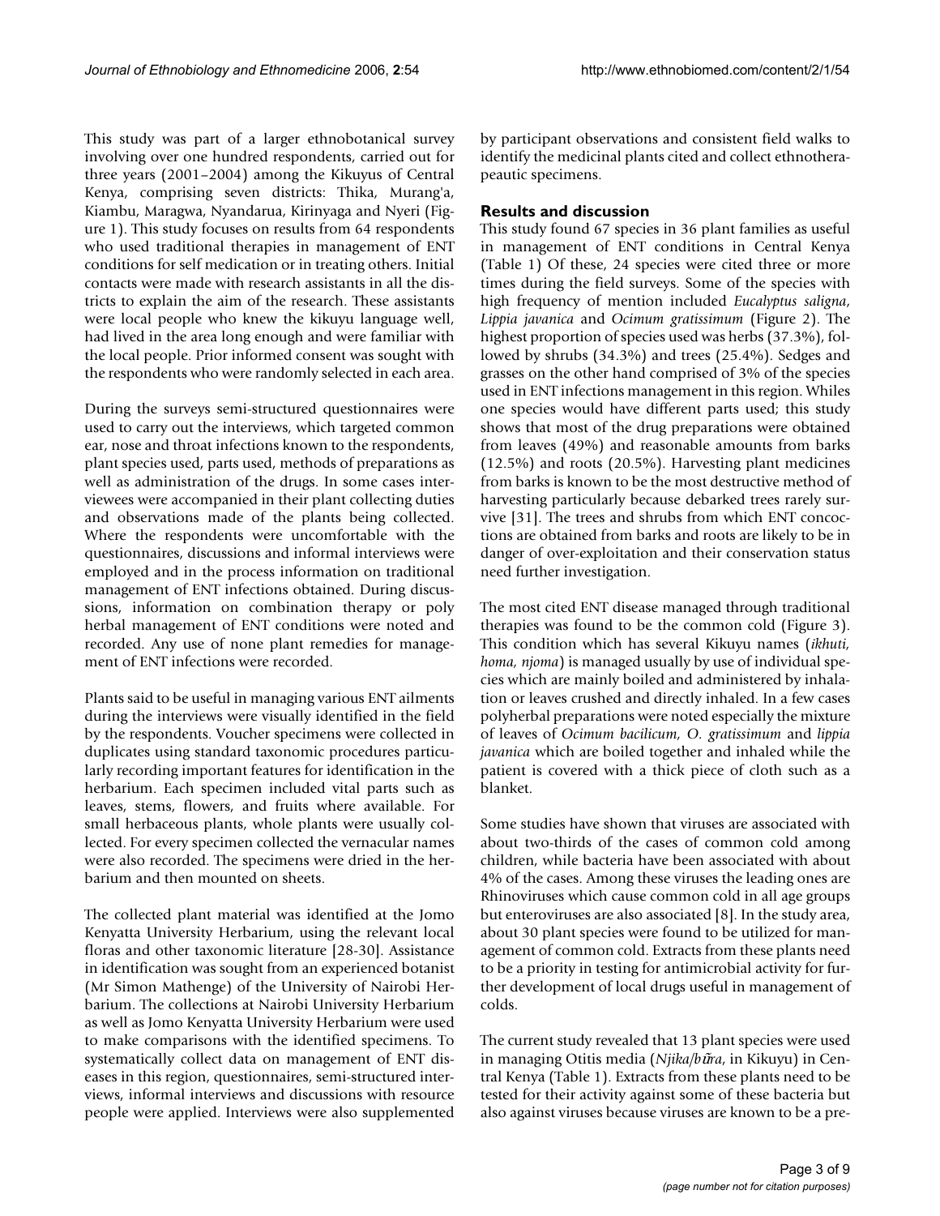This study was part of a larger ethnobotanical survey involving over one hundred respondents, carried out for three years (2001–2004) among the Kikuyus of Central Kenya, comprising seven districts: Thika, Murang'a, Kiambu, Maragwa, Nyandarua, Kirinyaga and Nyeri (Figure 1). This study focuses on results from 64 respondents who used traditional therapies in management of ENT conditions for self medication or in treating others. Initial contacts were made with research assistants in all the districts to explain the aim of the research. These assistants were local people who knew the kikuyu language well, had lived in the area long enough and were familiar with the local people. Prior informed consent was sought with the respondents who were randomly selected in each area.

During the surveys semi-structured questionnaires were used to carry out the interviews, which targeted common ear, nose and throat infections known to the respondents, plant species used, parts used, methods of preparations as well as administration of the drugs. In some cases interviewees were accompanied in their plant collecting duties and observations made of the plants being collected. Where the respondents were uncomfortable with the questionnaires, discussions and informal interviews were employed and in the process information on traditional management of ENT infections obtained. During discussions, information on combination therapy or poly herbal management of ENT conditions were noted and recorded. Any use of none plant remedies for management of ENT infections were recorded.

Plants said to be useful in managing various ENT ailments during the interviews were visually identified in the field by the respondents. Voucher specimens were collected in duplicates using standard taxonomic procedures particularly recording important features for identification in the herbarium. Each specimen included vital parts such as leaves, stems, flowers, and fruits where available. For small herbaceous plants, whole plants were usually collected. For every specimen collected the vernacular names were also recorded. The specimens were dried in the herbarium and then mounted on sheets.

The collected plant material was identified at the Jomo Kenyatta University Herbarium, using the relevant local floras and other taxonomic literature [28-30]. Assistance in identification was sought from an experienced botanist (Mr Simon Mathenge) of the University of Nairobi Herbarium. The collections at Nairobi University Herbarium as well as Jomo Kenyatta University Herbarium were used to make comparisons with the identified specimens. To systematically collect data on management of ENT diseases in this region, questionnaires, semi-structured interviews, informal interviews and discussions with resource people were applied. Interviews were also supplemented by participant observations and consistent field walks to identify the medicinal plants cited and collect ethnotherapeautic specimens.

## Results and discussion

This study found 67 species in 36 plant families as useful in management of ENT conditions in Central Kenya (Table 1) Of these, 24 species were cited three or more times during the field surveys. Some of the species with high frequency of mention included *Eucalyptus saligna*, *Lippia javanica* and *Ocimum gratissimum* (Figure 2). The highest proportion of species used was herbs (37.3%), followed by shrubs (34.3%) and trees (25.4%). Sedges and grasses on the other hand comprised of 3% of the species used in ENT infections management in this region. Whiles one species would have different parts used; this study shows that most of the drug preparations were obtained from leaves (49%) and reasonable amounts from barks (12.5%) and roots (20.5%). Harvesting plant medicines from barks is known to be the most destructive method of harvesting particularly because debarked trees rarely survive [31]. The trees and shrubs from which ENT concoctions are obtained from barks and roots are likely to be in danger of over-exploitation and their conservation status need further investigation.

The most cited ENT disease managed through traditional therapies was found to be the common cold (Figure 3). This condition which has several Kikuyu names (*ikhuti, homa, njoma*) is managed usually by use of individual species which are mainly boiled and administered by inhalation or leaves crushed and directly inhaled. In a few cases polyherbal preparations were noted especially the mixture of leaves of *Ocimum bacilicum, O. gratissimum* and *lippia javanica* which are boiled together and inhaled while the patient is covered with a thick piece of cloth such as a blanket.

Some studies have shown that viruses are associated with about two-thirds of the cases of common cold among children, while bacteria have been associated with about 4% of the cases. Among these viruses the leading ones are Rhinoviruses which cause common cold in all age groups but enteroviruses are also associated [8]. In the study area, about 30 plant species were found to be utilized for management of common cold. Extracts from these plants need to be a priority in testing for antimicrobial activity for further development of local drugs useful in management of colds.

The current study revealed that 13 plant species were used in managing Otitis media (*Njika/bũra*, in Kikuyu) in Central Kenya (Table 1). Extracts from these plants need to be tested for their activity against some of these bacteria but also against viruses because viruses are known to be a pre-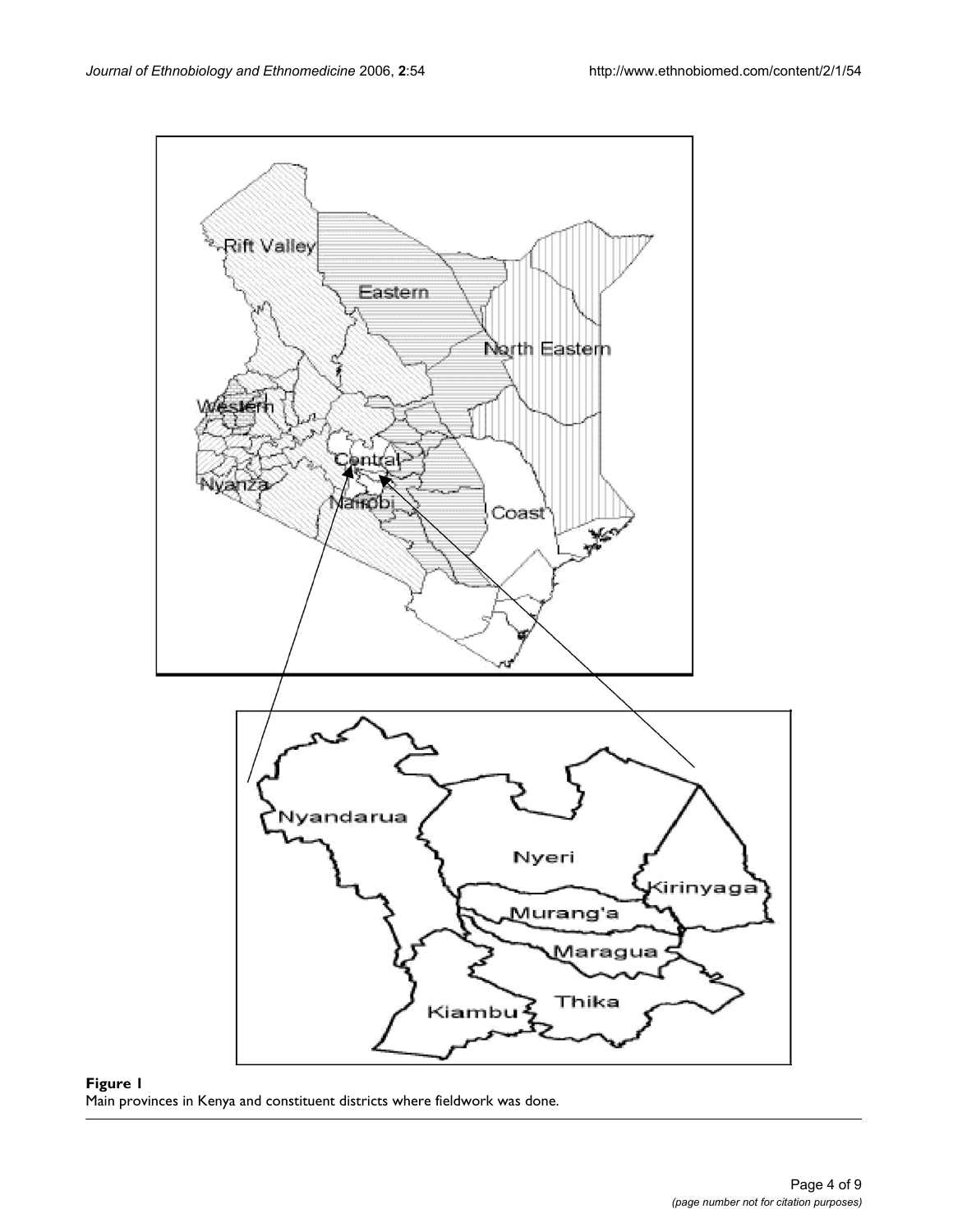**Figure 1**
Main provinces in Kenya and constituent districts where fieldwork was done.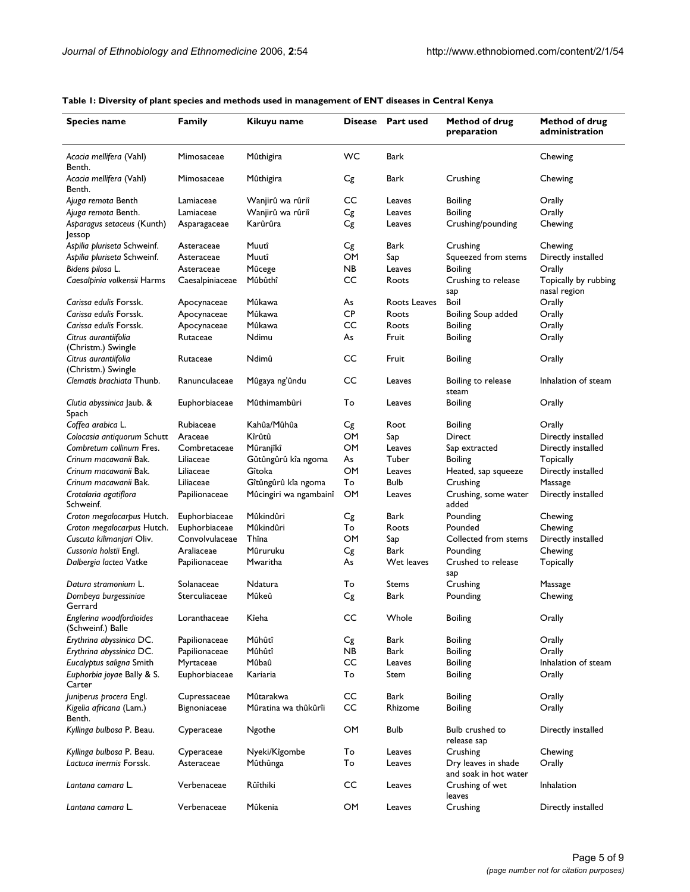**Table 1: Diversity of plant species and methods used in management of ENT diseases in Central Kenya**

| Species name | Family | Kikuyu name | Disease | Part used | Method of drug preparation | Method of drug administration |
|---|---|---|---|---|---|---|
| *Acacia mellifera* (Vahl) Benth. | Mimosaceae | Mûthigira | WC | Bark | | Chewing |
| *Acacia mellifera* (Vahl) Benth. | Mimosaceae | Mûthigira | Cg | Bark | Crushing | Chewing |
| *Ajuga remota* Benth | Lamiaceae | Wanjirû wa rûriî | CC | Leaves | Boiling | Orally |
| *Ajuga remota* Benth. | Lamiaceae | Wanjirû wa rûriî | Cg | Leaves | Boiling | Orally |
| *Asparagus setaceus* (Kunth) Jessop | Asparagaceae | Karûrûra | Cg | Leaves | Crushing/pounding | Chewing |
| *Aspilia pluriseta* Schweinf. | Asteraceae | Muutî | Cg | Bark | Crushing | Chewing |
| *Aspilia pluriseta* Schweinf. | Asteraceae | Muutî | OM | Sap | Squeezed from stems | Directly installed |
| *Bidens pilosa* L. | Asteraceae | Mûcege | NB | Leaves | Boiling | Orally |
| *Caesalpinia volkensii* Harms | Caesalpiniaceae | Mûbûthî | CC | Roots | Crushing to release sap | Topically by rubbing nasal region |
| *Carissa edulis* Forssk. | Apocynaceae | Mûkawa | As | Roots Leaves | Boil | Orally |
| *Carissa edulis* Forssk. | Apocynaceae | Mûkawa | CP | Roots | Boiling Soup added | Orally |
| *Carissa edulis* Forssk. | Apocynaceae | Mûkawa | CC | Roots | Boiling | Orally |
| *Citrus aurantiifolia* (Christm.) Swingle | Rutaceae | Ndimu | As | Fruit | Boiling | Orally |
| *Citrus aurantiifolia* (Christm.) Swingle | Rutaceae | Ndimû | CC | Fruit | Boiling | Orally |
| *Clematis brachiata* Thunb. | Ranunculaceae | Mûgaya ng'ûndu | CC | Leaves | Boiling to release steam | Inhalation of steam |
| *Clutia abyssinica* Jaub. & Spach | Euphorbiaceae | Mûthimambûri | To | Leaves | Boiling | Orally |
| *Coffea arabica* L. | Rubiaceae | Kahûa/Mûhûa | Cg | Root | Boiling | Orally |
| *Colocasia antiquorum* Schutt | Araceae | Kîrûtû | OM | Sap | Direct | Directly installed |
| *Combretum collinum* Fres. | Combretaceae | Mûranjîkî | OM | Leaves | Sap extracted | Directly installed |
| *Crinum macawanii* Bak. | Liliaceae | Gûtûngûrû kîa ngoma | As | Tuber | Boiling | Topically |
| *Crinum macawanii* Bak. | Liliaceae | Gîtoka | OM | Leaves | Heated, sap squeeze | Directly installed |
| *Crinum macawanii* Bak. | Liliaceae | Gîtûngûrû kîa ngoma | To | Bulb | Crushing | Massage |
| *Crotalaria agatiflora* Schweinf. | Papilionaceae | Mûcingiri wa ngambainî | OM | Leaves | Crushing, some water added | Directly installed |
| *Croton megalocarpus* Hutch. | Euphorbiaceae | Mûkindûri | Cg | Bark | Pounding | Chewing |
| *Croton megalocarpus* Hutch. | Euphorbiaceae | Mûkindûri | To | Roots | Pounded | Chewing |
| *Cuscuta kilimanjari* Oliv. | Convolvulaceae | Thîna | OM | Sap | Collected from stems | Directly installed |
| *Cussonia holstii* Engl. | Araliaceae | Mûruruku | Cg | Bark | Pounding | Chewing |
| *Dalbergia lactea* Vatke | Papilionaceae | Mwaritha | As | Wet leaves | Crushed to release sap | Topically |
| *Datura stramonium* L. | Solanaceae | Ndatura | To | Stems | Crushing | Massage |
| *Dombeya burgessiniae* Gerrard | Sterculiaceae | Mûkeû | Cg | Bark | Pounding | Chewing |
| *Englerina woodfordioides* (Schweinf.) Balle | Loranthaceae | Kîeha | CC | Whole | Boiling | Orally |
| *Erythrina abyssinica* DC. | Papilionaceae | Mûhûtî | Cg | Bark | Boiling | Orally |
| *Erythrina abyssinica* DC. | Papilionaceae | Mûhûtî | NB | Bark | Boiling | Orally |
| *Eucalyptus saligna* Smith | Myrtaceae | Mûbaû | CC | Leaves | Boiling | Inhalation of steam |
| *Euphorbia joyae* Bally & S. Carter | Euphorbiaceae | Kariaria | To | Stem | Boiling | Orally |
| *Juniperus procera* Engl. | Cupressaceae | Mûtarakwa | CC | Bark | Boiling | Orally |
| *Kigelia africana* (Lam.) Benth. | Bignoniaceae | Mûratina wa thûkûrîi | CC | Rhizome | Boiling | Orally |
| *Kyllinga bulbosa* P. Beau. | Cyperaceae | Ngothe | OM | Bulb | Bulb crushed to release sap | Directly installed |
| *Kyllinga bulbosa* P. Beau. | Cyperaceae | Nyeki/Kîgombe | To | Leaves | Crushing | Chewing |
| *Lactuca inermis* Forssk. | Asteraceae | Mûthûnga | To | Leaves | Dry leaves in shade and soak in hot water | Orally |
| *Lantana camara* L. | Verbenaceae | Rûîthiki | CC | Leaves | Crushing of wet leaves | Inhalation |
| *Lantana camara* L. | Verbenaceae | Mûkenia | OM | Leaves | Crushing | Directly installed |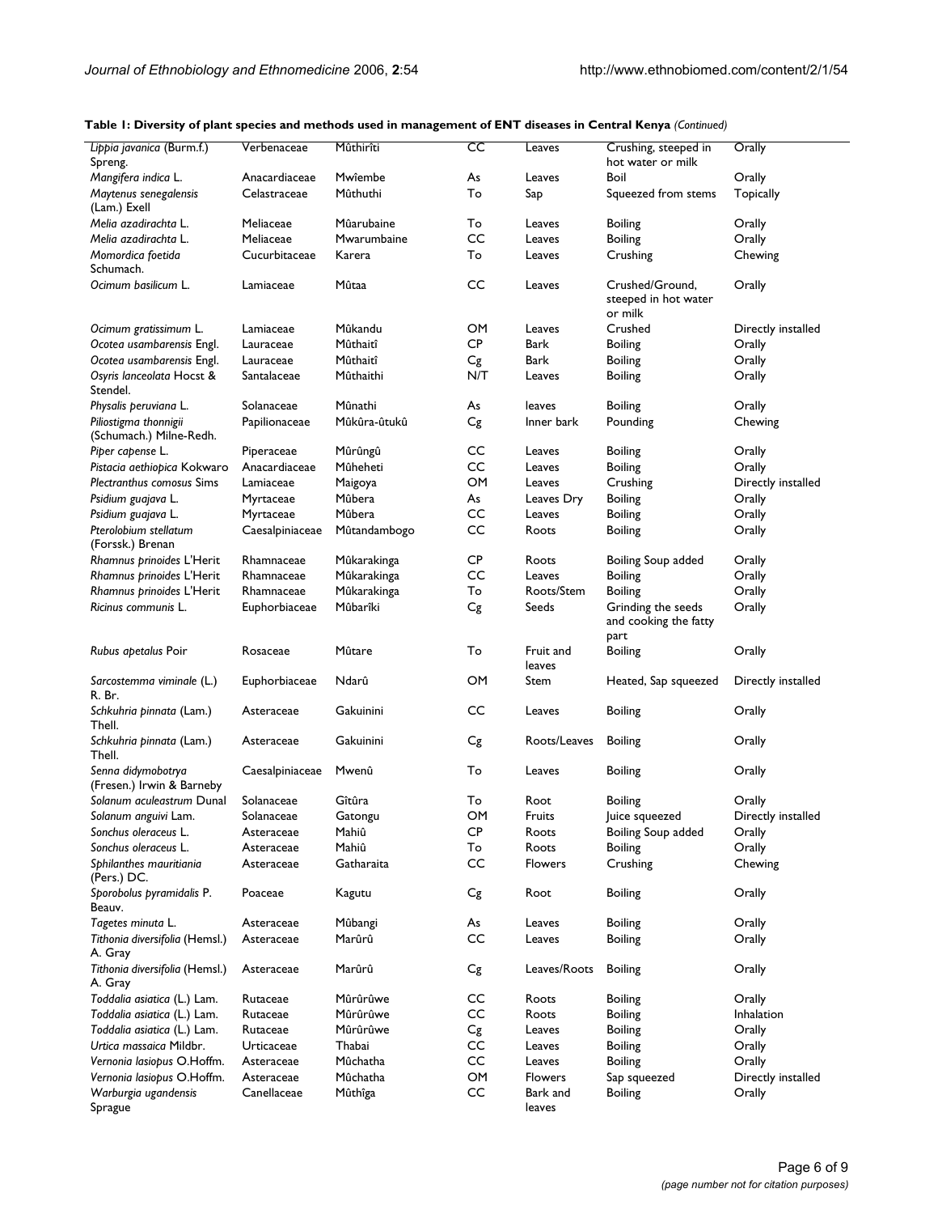**Table 1: Diversity of plant species and methods used in management of ENT diseases in Central Kenya** *(Continued)*

| | | | | | | |
|---|---|---|---|---|---|---|
| *Lippia javanica* (Burm.f.) Spreng. | Verbenaceae | Mûthirîti | CC | Leaves | Crushing, steeped in hot water or milk | Orally |
| *Mangifera indica* L. | Anacardiaceae | Mwîembe | As | Leaves | Boil | Orally |
| *Maytenus senegalensis* (Lam.) Exell | Celastraceae | Mûthuthi | To | Sap | Squeezed from stems | Topically |
| *Melia azadirachta* L. | Meliaceae | Mûarubaine | To | Leaves | Boiling | Orally |
| *Melia azadirachta* L. | Meliaceae | Mwarumbaine | CC | Leaves | Boiling | Orally |
| *Momordica foetida* Schumach. | Cucurbitaceae | Karera | To | Leaves | Crushing | Chewing |
| *Ocimum basilicum* L. | Lamiaceae | Mûtaa | CC | Leaves | Crushed/Ground, steeped in hot water or milk | Orally |
| *Ocimum gratissimum* L. | Lamiaceae | Mûkandu | OM | Leaves | Crushed | Directly installed |
| *Ocotea usambarensis* Engl. | Lauraceae | Mûthaitî | CP | Bark | Boiling | Orally |
| *Ocotea usambarensis* Engl. | Lauraceae | Mûthaitî | Cg | Bark | Boiling | Orally |
| *Osyris lanceolata* Hocst & Stendel. | Santalaceae | Mûthaithi | N/T | Leaves | Boiling | Orally |
| *Physalis peruviana* L. | Solanaceae | Mûnathi | As | leaves | Boiling | Orally |
| *Piliostigma thonnigii* (Schumach.) Milne-Redh. | Papilionaceae | Mûkûra-ûtukû | Cg | Inner bark | Pounding | Chewing |
| *Piper capense* L. | Piperaceae | Mûrûngû | CC | Leaves | Boiling | Orally |
| *Pistacia aethiopica* Kokwaro | Anacardiaceae | Mûheheti | CC | Leaves | Boiling | Orally |
| *Plectranthus comosus* Sims | Lamiaceae | Maigoya | OM | Leaves | Crushing | Directly installed |
| *Psidium guajava* L. | Myrtaceae | Mûbera | As | Leaves Dry | Boiling | Orally |
| *Psidium guajava* L. | Myrtaceae | Mûbera | CC | Leaves | Boiling | Orally |
| *Pterolobium stellatum* (Forssk.) Brenan | Caesalpiniaceae | Mûtandambogo | CC | Roots | Boiling | Orally |
| *Rhamnus prinoides* L'Herit | Rhamnaceae | Mûkarakinga | CP | Roots | Boiling Soup added | Orally |
| *Rhamnus prinoides* L'Herit | Rhamnaceae | Mûkarakinga | CC | Leaves | Boiling | Orally |
| *Rhamnus prinoides* L'Herit | Rhamnaceae | Mûkarakinga | To | Roots/Stem | Boiling | Orally |
| *Ricinus communis* L. | Euphorbiaceae | Mûbarîki | Cg | Seeds | Grinding the seeds and cooking the fatty part | Orally |
| *Rubus apetalus* Poir | Rosaceae | Mûtare | To | Fruit and leaves | Boiling | Orally |
| *Sarcostemma viminale* (L.) R. Br. | Euphorbiaceae | Ndarû | OM | Stem | Heated, Sap squeezed | Directly installed |
| *Schkuhria pinnata* (Lam.) Thell. | Asteraceae | Gakuinini | CC | Leaves | Boiling | Orally |
| *Schkuhria pinnata* (Lam.) Thell. | Asteraceae | Gakuinini | Cg | Roots/Leaves | Boiling | Orally |
| *Senna didymobotrya* (Fresen.) Irwin & Barneby | Caesalpiniaceae | Mwenû | To | Leaves | Boiling | Orally |
| *Solanum aculeastrum* Dunal | Solanaceae | Gîtûra | To | Root | Boiling | Orally |
| *Solanum anguivi* Lam. | Solanaceae | Gatongu | OM | Fruits | Juice squeezed | Directly installed |
| *Sonchus oleraceus* L. | Asteraceae | Mahiû | CP | Roots | Boiling Soup added | Orally |
| *Sonchus oleraceus* L. | Asteraceae | Mahiû | To | Roots | Boiling | Orally |
| *Sphilanthes mauritiania* (Pers.) DC. | Asteraceae | Gatharaita | CC | Flowers | Crushing | Chewing |
| *Sporobolus pyramidalis* P. Beauv. | Poaceae | Kagutu | Cg | Root | Boiling | Orally |
| *Tagetes minuta* L. | Asteraceae | Mûbangi | As | Leaves | Boiling | Orally |
| *Tithonia diversifolia* (Hemsl.) A. Gray | Asteraceae | Marûrû | CC | Leaves | Boiling | Orally |
| *Tithonia diversifolia* (Hemsl.) A. Gray | Asteraceae | Marûrû | Cg | Leaves/Roots | Boiling | Orally |
| *Toddalia asiatica* (L.) Lam. | Rutaceae | Mûrûrûwe | CC | Roots | Boiling | Orally |
| *Toddalia asiatica* (L.) Lam. | Rutaceae | Mûrûrûwe | CC | Roots | Boiling | Inhalation |
| *Toddalia asiatica* (L.) Lam. | Rutaceae | Mûrûrûwe | Cg | Leaves | Boiling | Orally |
| *Urtica massaica* Mildbr. | Urticaceae | Thabai | CC | Leaves | Boiling | Orally |
| *Vernonia lasiopus* O.Hoffm. | Asteraceae | Mûchatha | CC | Leaves | Boiling | Orally |
| *Vernonia lasiopus* O.Hoffm. | Asteraceae | Mûchatha | OM | Flowers | Sap squeezed | Directly installed |
| *Warburgia ugandensis* Sprague | Canellaceae | Mûthîga | CC | Bark and leaves | Boiling | Orally |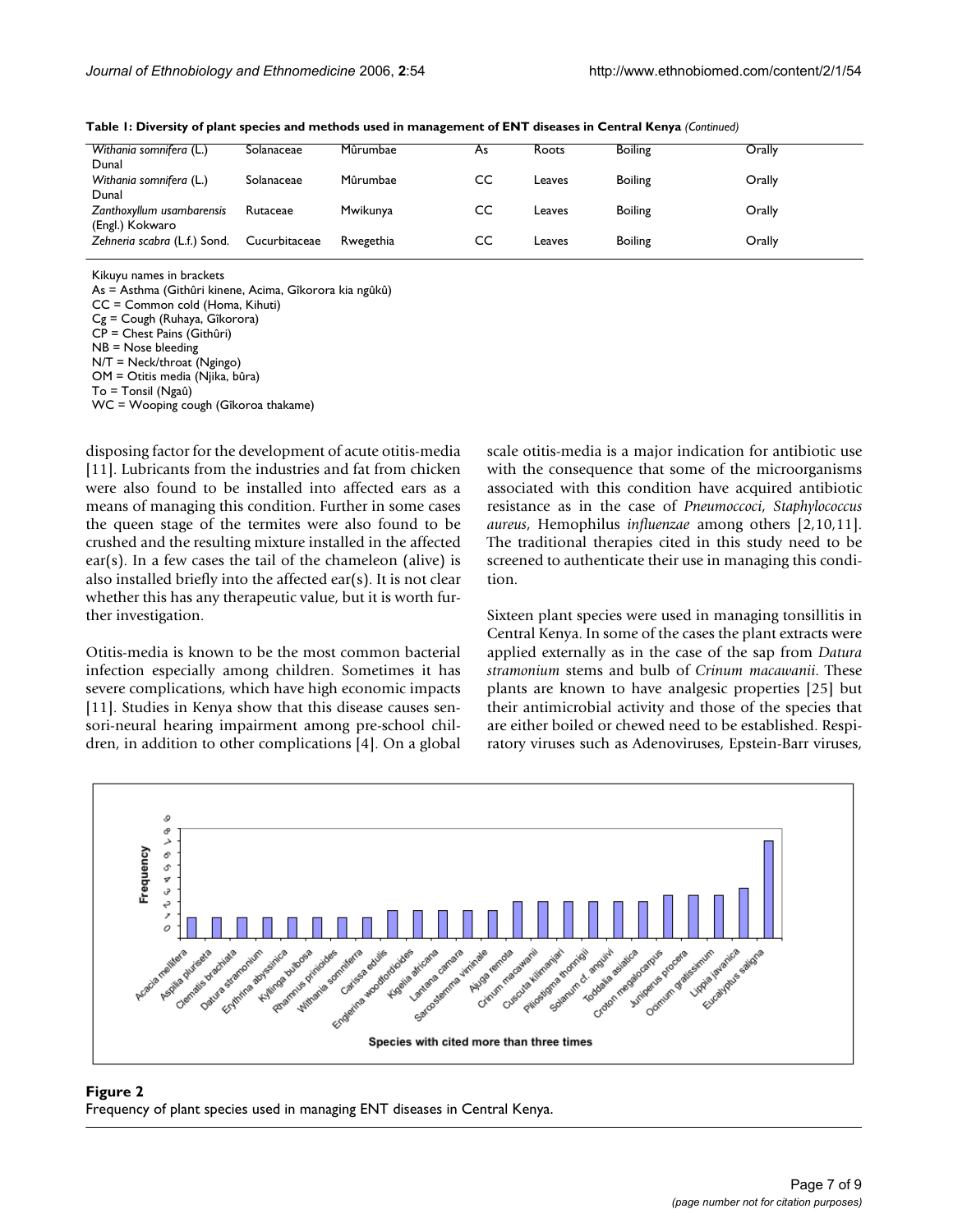**Table 1: Diversity of plant species and methods used in management of ENT diseases in Central Kenya** *(Continued)*

| | | | | | | |
|---|---|---|---|---|---|---|
| *Withania somnifera* (L.) Dunal | Solanaceae | Mûrumbae | As | Roots | Boiling | Orally |
| *Withania somnifera* (L.) Dunal | Solanaceae | Mûrumbae | CC | Leaves | Boiling | Orally |
| *Zanthoxyllum usambarensis* (Engl.) Kokwaro | Rutaceae | Mwikunya | CC | Leaves | Boiling | Orally |
| *Zehneria scabra* (L.f.) Sond. | Cucurbitaceae | Rwegethia | CC | Leaves | Boiling | Orally |

Kikuyu names in brackets
As = Asthma (Githûri kinene, Acima, Gîkorora kia ngûkû)
CC = Common cold (Homa, Kihuti)
Cg = Cough (Ruhaya, Gîkorora)
CP = Chest Pains (Githûri)
NB = Nose bleeding
N/T = Neck/throat (Ngingo)
OM = Otitis media (Njika, bûra)
To = Tonsil (Ngaû)
WC = Wooping cough (Gîkoroa thakame)

disposing factor for the development of acute otitis-media [11]. Lubricants from the industries and fat from chicken were also found to be installed into affected ears as a means of managing this condition. Further in some cases the queen stage of the termites were also found to be crushed and the resulting mixture installed in the affected ear(s). In a few cases the tail of the chameleon (alive) is also installed briefly into the affected ear(s). It is not clear whether this has any therapeutic value, but it is worth further investigation.

Otitis-media is known to be the most common bacterial infection especially among children. Sometimes it has severe complications, which have high economic impacts [11]. Studies in Kenya show that this disease causes sensori-neural hearing impairment among pre-school children, in addition to other complications [4]. On a global scale otitis-media is a major indication for antibiotic use with the consequence that some of the microorganisms associated with this condition have acquired antibiotic resistance as in the case of *Pneumoccoci*, *Staphylococcus aureus*, Hemophilus *influenzae* among others [2,10,11]. The traditional therapies cited in this study need to be screened to authenticate their use in managing this condition.

Sixteen plant species were used in managing tonsillitis in Central Kenya. In some of the cases the plant extracts were applied externally as in the case of the sap from *Datura stramonium* stems and bulb of *Crinum macawanii*. These plants are known to have analgesic properties [25] but their antimicrobial activity and those of the species that are either boiled or chewed need to be established. Respiratory viruses such as Adenoviruses, Epstein-Barr viruses,

**Figure 2**
Frequency of plant species used in managing ENT diseases in Central Kenya.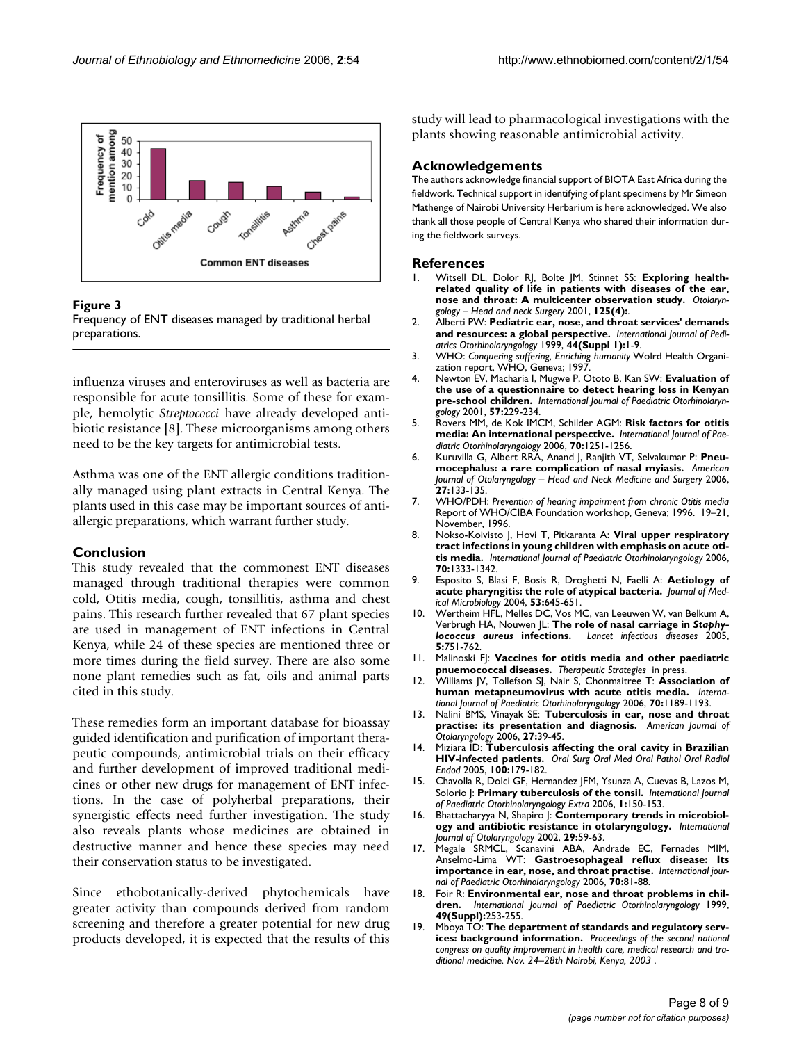**Figure 3**
Frequency of ENT diseases managed by traditional herbal preparations.

influenza viruses and enteroviruses as well as bacteria are responsible for acute tonsillitis. Some of these for example, hemolytic *Streptococci* have already developed antibiotic resistance [8]. These microorganisms among others need to be the key targets for antimicrobial tests.

Asthma was one of the ENT allergic conditions traditionally managed using plant extracts in Central Kenya. The plants used in this case may be important sources of anti-allergic preparations, which warrant further study.

## Conclusion

This study revealed that the commonest ENT diseases managed through traditional therapies were common cold, Otitis media, cough, tonsillitis, asthma and chest pains. This research further revealed that 67 plant species are used in management of ENT infections in Central Kenya, while 24 of these species are mentioned three or more times during the field survey. There are also some none plant remedies such as fat, oils and animal parts cited in this study.

These remedies form an important database for bioassay guided identification and purification of important therapeutic compounds, antimicrobial trials on their efficacy and further development of improved traditional medicines or other new drugs for management of ENT infections. In the case of polyherbal preparations, their synergistic effects need further investigation. The study also reveals plants whose medicines are obtained in destructive manner and hence these species may need their conservation status to be investigated.

Since ethobotanically-derived phytochemicals have greater activity than compounds derived from random screening and therefore a greater potential for new drug products developed, it is expected that the results of this study will lead to pharmacological investigations with the plants showing reasonable antimicrobial activity.

## Acknowledgements

The authors acknowledge financial support of BIOTA East Africa during the fieldwork. Technical support in identifying of plant specimens by Mr Simeon Mathenge of Nairobi University Herbarium is here acknowledged. We also thank all those people of Central Kenya who shared their information during the fieldwork surveys.

## References

1. Witsell DL, Dolor RJ, Bolte JM, Stinnet SS: **Exploring health-related quality of life in patients with diseases of the ear, nose and throat: A multicenter observation study.** *Otolaryngology – Head and neck Surgery* 2001, **125(4):**.
2. Alberti PW: **Pediatric ear, nose, and throat services' demands and resources: a global perspective.** *International Journal of Pediatrics Otorhinolaryngology* 1999, **44(Suppl 1):**1-9.
3. WHO: *Conquering suffering, Enriching humanity* Wolrd Health Organization report, WHO, Geneva; 1997.
4. Newton EV, Macharia I, Mugwe P, Ototo B, Kan SW: **Evaluation of the use of a questionnaire to detect hearing loss in Kenyan pre-school children.** *International Journal of Paediatric Otorhinolaryngology* 2001, **57:**229-234.
5. Rovers MM, de Kok IMCM, Schilder AGM: **Risk factors for otitis media: An international perspective.** *International Journal of Paediatric Otorhinolaryngology* 2006, **70:**1251-1256.
6. Kuruvilla G, Albert RRA, Anand J, Ranjith VT, Selvakumar P: **Pneumocephalus: a rare complication of nasal myiasis.** *American Journal of Otolaryngology – Head and Neck Medicine and Surgery* 2006, **27:**133-135.
7. WHO/PDH: *Prevention of hearing impairment from chronic Otitis media* Report of WHO/CIBA Foundation workshop, Geneva; 1996. 19–21, November, 1996.
8. Nokso-Koivisto J, Hovi T, Pitkaranta A: **Viral upper respiratory tract infections in young children with emphasis on acute otitis media.** *International Journal of Paediatric Otorhinolaryngology* 2006, **70:**1333-1342.
9. Esposito S, Blasi F, Bosis R, Droghetti N, Faelli A: **Aetiology of acute pharyngitis: the role of atypical bacteria.** *Journal of Medical Microbiology* 2004, **53:**645-651.
10. Wertheim HFL, Melles DC, Vos MC, van Leeuwen W, van Belkum A, Verbrugh HA, Nouwen JL: **The role of nasal carriage in *Staphylococcus aureus* infections.** *Lancet infectious diseases* 2005, **5:**751-762.
11. Malinoski FJ: **Vaccines for otitis media and other paediatric pnuemococcal diseases.** *Therapeutic Strategies* in press.
12. Williams JV, Tollefson SJ, Nair S, Chonmaitree T: **Association of human metapneumovirus with acute otitis media.** *International Journal of Paediatric Otorhinolaryngology* 2006, **70:**1189-1193.
13. Nalini BMS, Vinayak SE: **Tuberculosis in ear, nose and throat practise: its presentation and diagnosis.** *American Journal of Otolaryngology* 2006, **27:**39-45.
14. Miziara ID: **Tuberculosis affecting the oral cavity in Brazilian HIV-infected patients.** *Oral Surg Oral Med Oral Pathol Oral Radiol Endod* 2005, **100:**179-182.
15. Chavolla R, Dolci GF, Hernandez JFM, Ysunza A, Cuevas B, Lazos M, Solorio J: **Primary tuberculosis of the tonsil.** *International Journal of Paediatric Otorhinolaryngology Extra* 2006, **1:**150-153.
16. Bhattacharyya N, Shapiro J: **Contemporary trends in microbiology and antibiotic resistance in otolaryngology.** *International Journal of Otolaryngology* 2002, **29:**59-63.
17. Megale SRMCL, Scanavini ABA, Andrade EC, Fernades MIM, Anselmo-Lima WT: **Gastroesophageal reflux disease: Its importance in ear, nose, and throat practise.** *International journal of Paediatric Otorhinolaryngology* 2006, **70:**81-88.
18. Foir R: **Environmental ear, nose and throat problems in children.** *International Journal of Paediatric Otorhinolaryngology* 1999, **49(Suppl):**253-255.
19. Mboya TO: **The department of standards and regulatory services: background information.** *Proceedings of the second national congress on quality improvement in health care, medical research and traditional medicine. Nov. 24–28th Nairobi, Kenya, 2003* .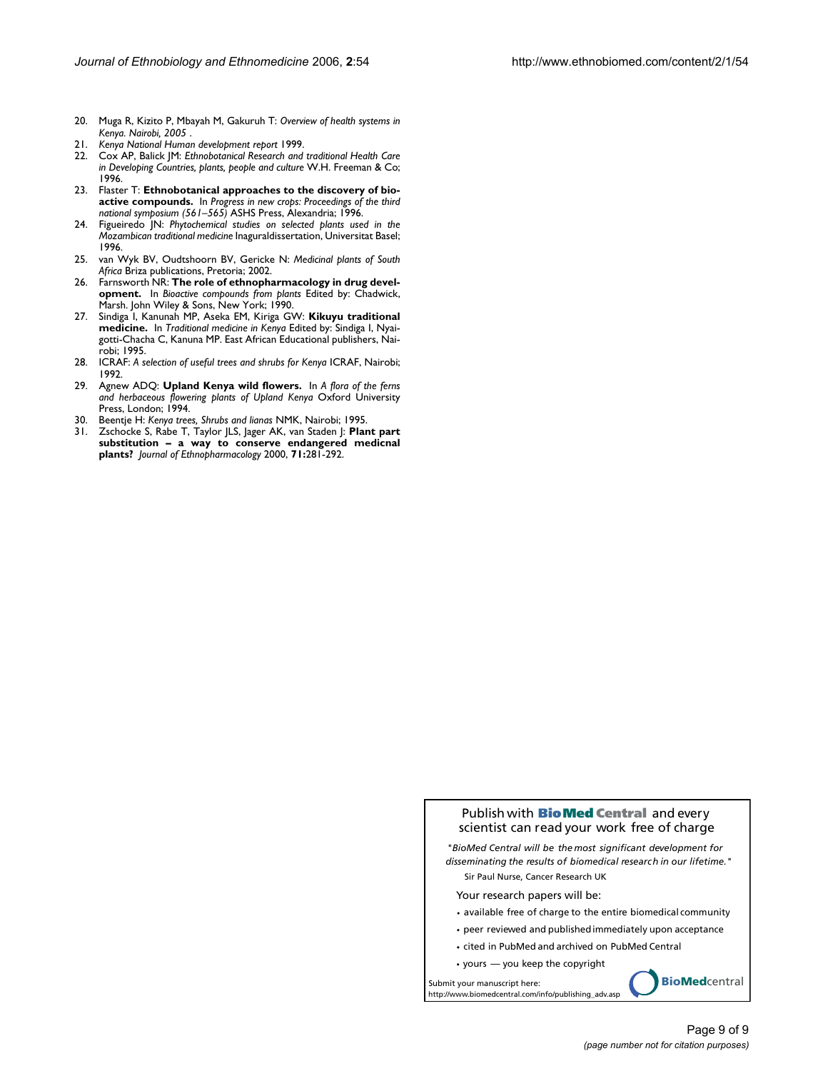20. Muga R, Kizito P, Mbayah M, Gakuruh T: *Overview of health systems in Kenya. Nairobi, 2005* .
21. *Kenya National Human development report* 1999.
22. Cox AP, Balick JM: *Ethnobotanical Research and traditional Health Care in Developing Countries, plants, people and culture* W.H. Freeman & Co; 1996.
23. Flaster T: **Ethnobotanical approaches to the discovery of bioactive compounds.** In *Progress in new crops: Proceedings of the third national symposium (561–565)* ASHS Press, Alexandria; 1996.
24. Figueiredo JN: *Phytochemical studies on selected plants used in the Mozambican traditional medicine* Inaguraldissertation, Universitat Basel; 1996.
25. van Wyk BV, Oudtshoorn BV, Gericke N: *Medicinal plants of South Africa* Briza publications, Pretoria; 2002.
26. Farnsworth NR: **The role of ethnopharmacology in drug development.** In *Bioactive compounds from plants* Edited by: Chadwick, Marsh. John Wiley & Sons, New York; 1990.
27. Sindiga I, Kanunah MP, Aseka EM, Kiriga GW: **Kikuyu traditional medicine.** In *Traditional medicine in Kenya* Edited by: Sindiga I, Nyaigotti-Chacha C, Kanuna MP. East African Educational publishers, Nairobi; 1995.
28. ICRAF: *A selection of useful trees and shrubs for Kenya* ICRAF, Nairobi; 1992.
29. Agnew ADQ: **Upland Kenya wild flowers.** In *A flora of the ferns and herbaceous flowering plants of Upland Kenya* Oxford University Press, London; 1994.
30. Beentje H: *Kenya trees, Shrubs and lianas* NMK, Nairobi; 1995.
31. Zschocke S, Rabe T, Taylor JLS, Jager AK, van Staden J: **Plant part substitution – a way to conserve endangered medicnal plants?** *Journal of Ethnopharmacology* 2000, **71:**281-292.

Publish with **BioMed Central** and every scientist can read your work free of charge

*"BioMed Central will be the most significant development for disseminating the results of biomedical research in our lifetime."*

Sir Paul Nurse, Cancer Research UK

Your research papers will be:

- available free of charge to the entire biomedical community
- peer reviewed and published immediately upon acceptance
- cited in PubMed and archived on PubMed Central
- yours — you keep the copyright

Submit your manuscript here:
http://www.biomedcentral.com/info/publishing_adv.asp

**BioMed**central